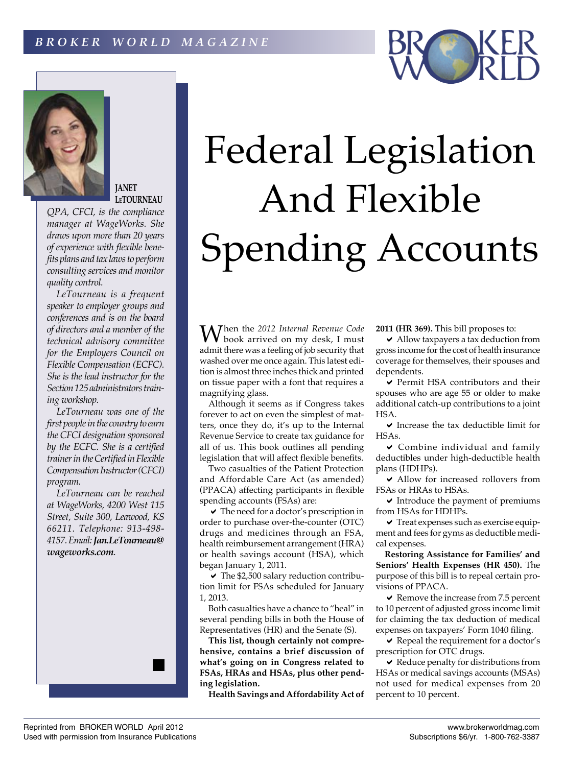# Federal Legislation And Flexible Spending Accounts

**JANET LETOURNEAU**

*QPA, CFCI, is the compliance manager at WageWorks. She draws upon more than 20 years of experience with flexible benefits plans and tax laws to perform consulting services and monitor quality control.*

*LeTourneau is a frequent speaker to employer groups and conferences and is on the board of directors and a member of the technical advisory committee for the Employers Council on Flexible Compensation (ECFC). She is the lead instructor for the Section 125 administrators training workshop.*

*LeTourneau was one of the first people in the country to earn the CFCI designation sponsored by the ECFC. She is a certified trainer in the Certified in Flexible Compensation Instructor (CFCI) program.*

*LeTourneau can be reached at WageWorks, 4200 West 115 Street, Suite 300, Leawood, KS 66211. Telephone: 913-498-4157. Email:* ***Jan.LeTourneau@wageworks.com****.*

When the *2012 Internal Revenue Code* book arrived on my desk, I must admit there was a feeling of job security that washed over me once again. This latest edition is almost three inches thick and printed on tissue paper with a font that requires a magnifying glass.

Although it seems as if Congress takes forever to act on even the simplest of matters, once they do, it's up to the Internal Revenue Service to create tax guidance for all of us. This book outlines all pending legislation that will affect flexible benefits.

Two casualties of the Patient Protection and Affordable Care Act (as amended) (PPACA) affecting participants in flexible spending accounts (FSAs) are:

- ✔ The need for a doctor's prescription in order to purchase over-the-counter (OTC) drugs and medicines through an FSA, health reimbursement arrangement (HRA) or health savings account (HSA), which began January 1, 2011.
- ✔ The $2,500 salary reduction contribution limit for FSAs scheduled for January 1, 2013.

Both casualties have a chance to "heal" in several pending bills in both the House of Representatives (HR) and the Senate (S).

**This list, though certainly not comprehensive, contains a brief discussion of what's going on in Congress related to FSAs, HRAs and HSAs, plus other pending legislation.**

**Health Savings and Affordability Act of 2011 (HR 369).** This bill proposes to:

- ✔ Allow taxpayers a tax deduction from gross income for the cost of health insurance coverage for themselves, their spouses and dependents.
- ✔ Permit HSA contributors and their spouses who are age 55 or older to make additional catch-up contributions to a joint HSA.
- ✔ Increase the tax deductible limit for HSAs.
- ✔ Combine individual and family deductibles under high-deductible health plans (HDHPs).
- ✔ Allow for increased rollovers from FSAs or HRAs to HSAs.
- ✔ Introduce the payment of premiums from HSAs for HDHPs.
- ✔ Treat expenses such as exercise equipment and fees for gyms as deductible medical expenses.

**Restoring Assistance for Families' and Seniors' Health Expenses (HR 450).** The purpose of this bill is to repeal certain provisions of PPACA.

- ✔ Remove the increase from 7.5 percent to 10 percent of adjusted gross income limit for claiming the tax deduction of medical expenses on taxpayers' Form 1040 filing.
- ✔ Repeal the requirement for a doctor's prescription for OTC drugs.
- ✔ Reduce penalty for distributions from HSAs or medical savings accounts (MSAs) not used for medical expenses from 20 percent to 10 percent.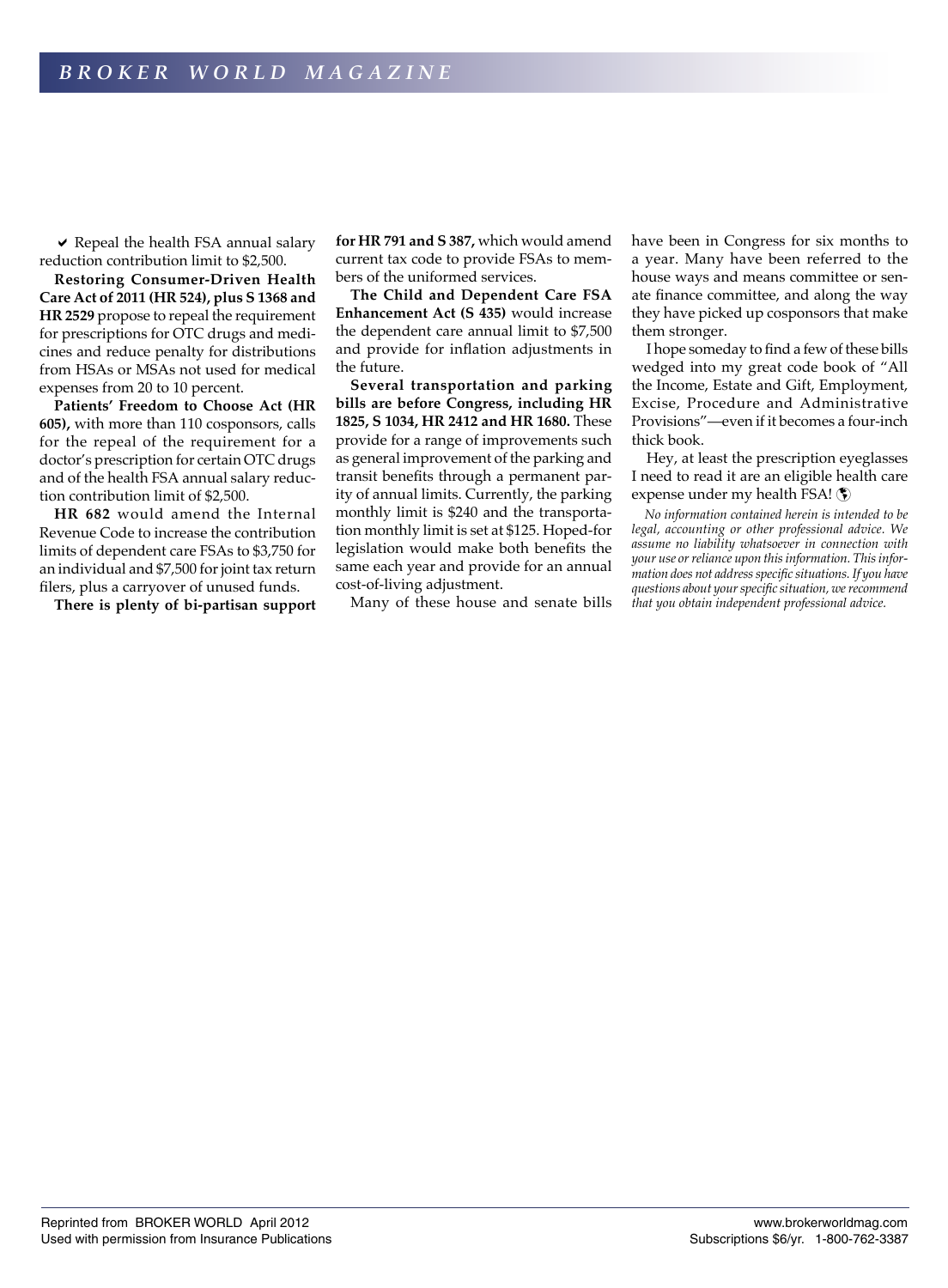✔ Repeal the health FSA annual salary reduction contribution limit to $2,500.

**Restoring Consumer-Driven Health Care Act of 2011 (HR 524), plus S 1368 and HR 2529** propose to repeal the requirement for prescriptions for OTC drugs and medicines and reduce penalty for distributions from HSAs or MSAs not used for medical expenses from 20 to 10 percent.

**Patients' Freedom to Choose Act (HR 605),** with more than 110 cosponsors, calls for the repeal of the requirement for a doctor's prescription for certain OTC drugs and of the health FSA annual salary reduction contribution limit of $2,500.

**HR 682** would amend the Internal Revenue Code to increase the contribution limits of dependent care FSAs to $3,750 for an individual and $7,500 for joint tax return filers, plus a carryover of unused funds.

**There is plenty of bi-partisan support for HR 791 and S 387,** which would amend current tax code to provide FSAs to members of the uniformed services.

**The Child and Dependent Care FSA Enhancement Act (S 435)** would increase the dependent care annual limit to $7,500 and provide for inflation adjustments in the future.

**Several transportation and parking bills are before Congress, including HR 1825, S 1034, HR 2412 and HR 1680.** These provide for a range of improvements such as general improvement of the parking and transit benefits through a permanent parity of annual limits. Currently, the parking monthly limit is $240 and the transportation monthly limit is set at $125. Hoped-for legislation would make both benefits the same each year and provide for an annual cost-of-living adjustment.

Many of these house and senate bills have been in Congress for six months to a year. Many have been referred to the house ways and means committee or senate finance committee, and along the way they have picked up cosponsors that make them stronger.

I hope someday to find a few of these bills wedged into my great code book of "All the Income, Estate and Gift, Employment, Excise, Procedure and Administrative Provisions"—even if it becomes a four-inch thick book.

Hey, at least the prescription eyeglasses I need to read it are an eligible health care expense under my health FSA!

*No information contained herein is intended to be legal, accounting or other professional advice. We assume no liability whatsoever in connection with your use or reliance upon this information. This information does not address specific situations. If you have questions about your specific situation, we recommend that you obtain independent professional advice.*

Reprinted from BROKER WORLD April 2012
Used with permission from Insurance Publications

www.brokerworldmag.com
Subscriptions $6/yr. 1-800-762-3387